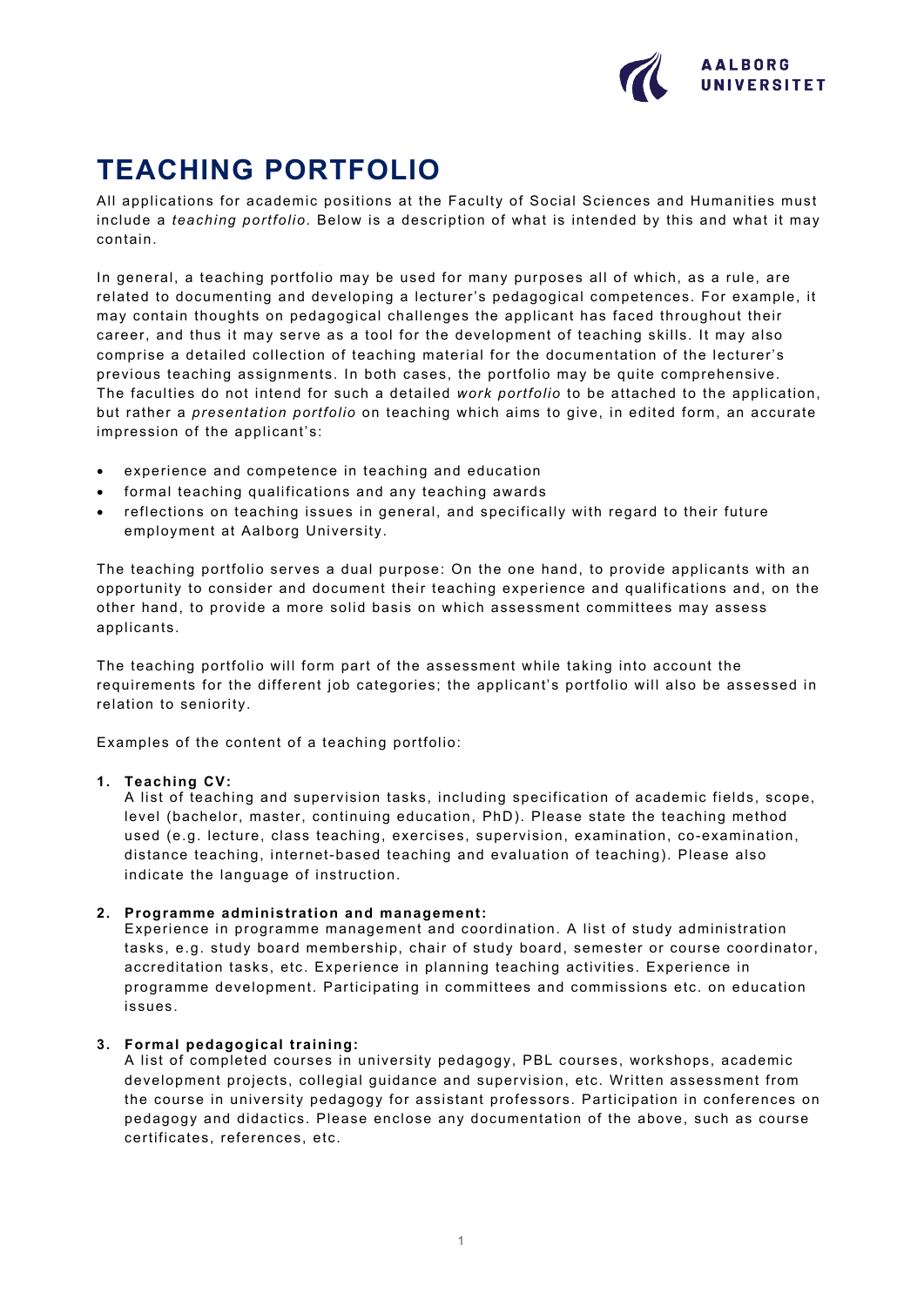# TEACHING PORTFOLIO

All applications for academic positions at the Faculty of Social Sciences and Humanities must include a *teaching portfolio*. Below is a description of what is intended by this and what it may contain.

In general, a teaching portfolio may be used for many purposes all of which, as a rule, are related to documenting and developing a lecturer's pedagogical competences. For example, it may contain thoughts on pedagogical challenges the applicant has faced throughout their career, and thus it may serve as a tool for the development of teaching skills. It may also comprise a detailed collection of teaching material for the documentation of the lecturer's previous teaching assignments. In both cases, the portfolio may be quite comprehensive. The faculties do not intend for such a detailed *work portfolio* to be attached to the application, but rather a *presentation portfolio* on teaching which aims to give, in edited form, an accurate impression of the applicant's:

- experience and competence in teaching and education
- formal teaching qualifications and any teaching awards
- reflections on teaching issues in general, and specifically with regard to their future employment at Aalborg University.

The teaching portfolio serves a dual purpose: On the one hand, to provide applicants with an opportunity to consider and document their teaching experience and qualifications and, on the other hand, to provide a more solid basis on which assessment committees may assess applicants.

The teaching portfolio will form part of the assessment while taking into account the requirements for the different job categories; the applicant's portfolio will also be assessed in relation to seniority.

Examples of the content of a teaching portfolio:

1. **Teaching CV:**
   A list of teaching and supervision tasks, including specification of academic fields, scope, level (bachelor, master, continuing education, PhD). Please state the teaching method used (e.g. lecture, class teaching, exercises, supervision, examination, co-examination, distance teaching, internet-based teaching and evaluation of teaching). Please also indicate the language of instruction.

2. **Programme administration and management:**
   Experience in programme management and coordination. A list of study administration tasks, e.g. study board membership, chair of study board, semester or course coordinator, accreditation tasks, etc. Experience in planning teaching activities. Experience in programme development. Participating in committees and commissions etc. on education issues.

3. **Formal pedagogical training:**
   A list of completed courses in university pedagogy, PBL courses, workshops, academic development projects, collegial guidance and supervision, etc. Written assessment from the course in university pedagogy for assistant professors. Participation in conferences on pedagogy and didactics. Please enclose any documentation of the above, such as course certificates, references, etc.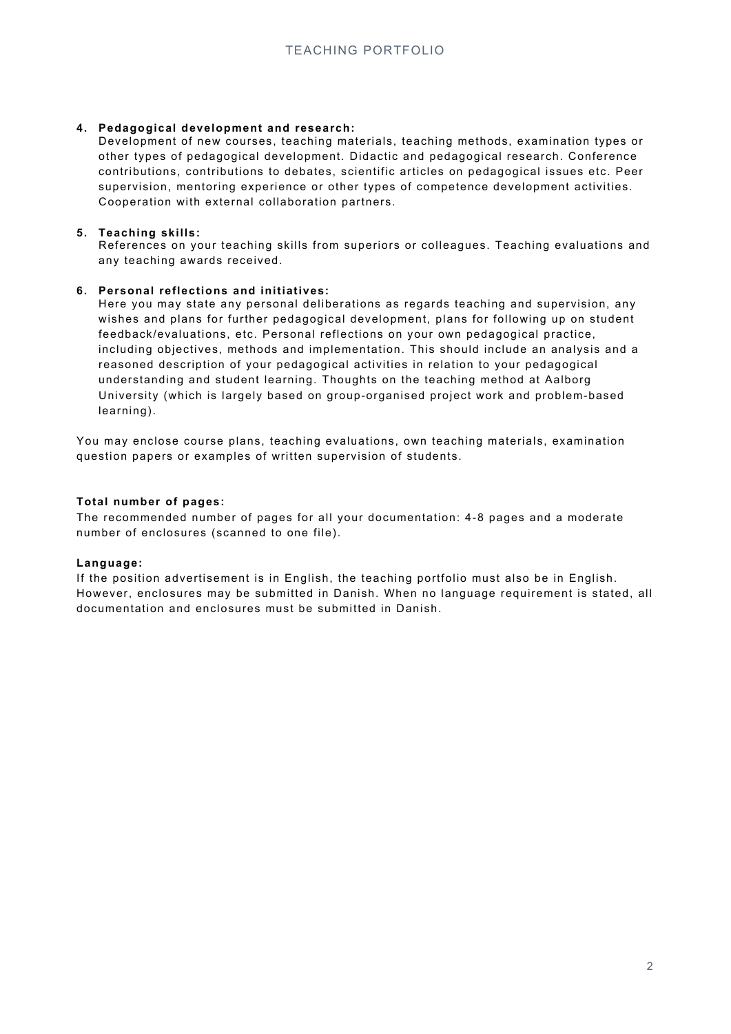4. **Pedagogical development and research:**
   Development of new courses, teaching materials, teaching methods, examination types or other types of pedagogical development. Didactic and pedagogical research. Conference contributions, contributions to debates, scientific articles on pedagogical issues etc. Peer supervision, mentoring experience or other types of competence development activities. Cooperation with external collaboration partners.

5. **Teaching skills:**
   References on your teaching skills from superiors or colleagues. Teaching evaluations and any teaching awards received.

6. **Personal reflections and initiatives:**
   Here you may state any personal deliberations as regards teaching and supervision, any wishes and plans for further pedagogical development, plans for following up on student feedback/evaluations, etc. Personal reflections on your own pedagogical practice, including objectives, methods and implementation. This should include an analysis and a reasoned description of your pedagogical activities in relation to your pedagogical understanding and student learning. Thoughts on the teaching method at Aalborg University (which is largely based on group-organised project work and problem-based learning).

You may enclose course plans, teaching evaluations, own teaching materials, examination question papers or examples of written supervision of students.

**Total number of pages:**
The recommended number of pages for all your documentation: 4-8 pages and a moderate number of enclosures (scanned to one file).

**Language:**
If the position advertisement is in English, the teaching portfolio must also be in English. However, enclosures may be submitted in Danish. When no language requirement is stated, all documentation and enclosures must be submitted in Danish.